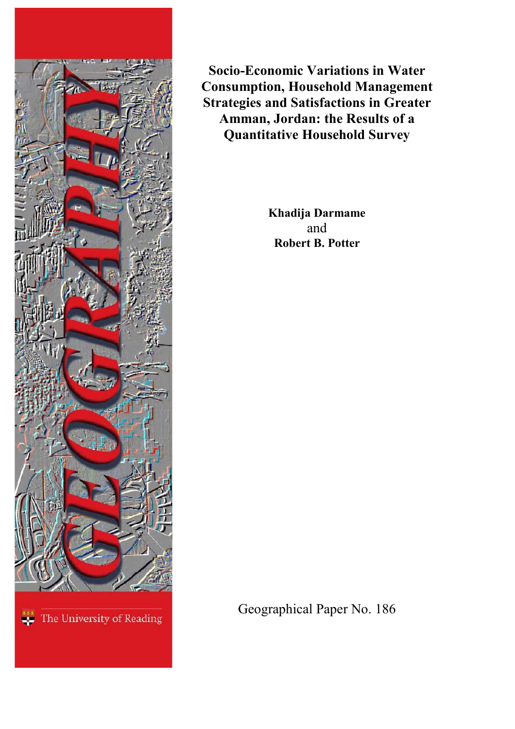# Socio-Economic Variations in Water Consumption, Household Management Strategies and Satisfactions in Greater Amman, Jordan: the Results of a Quantitative Household Survey

**Khadija Darmame**
and
**Robert B. Potter**

Geographical Paper No. 186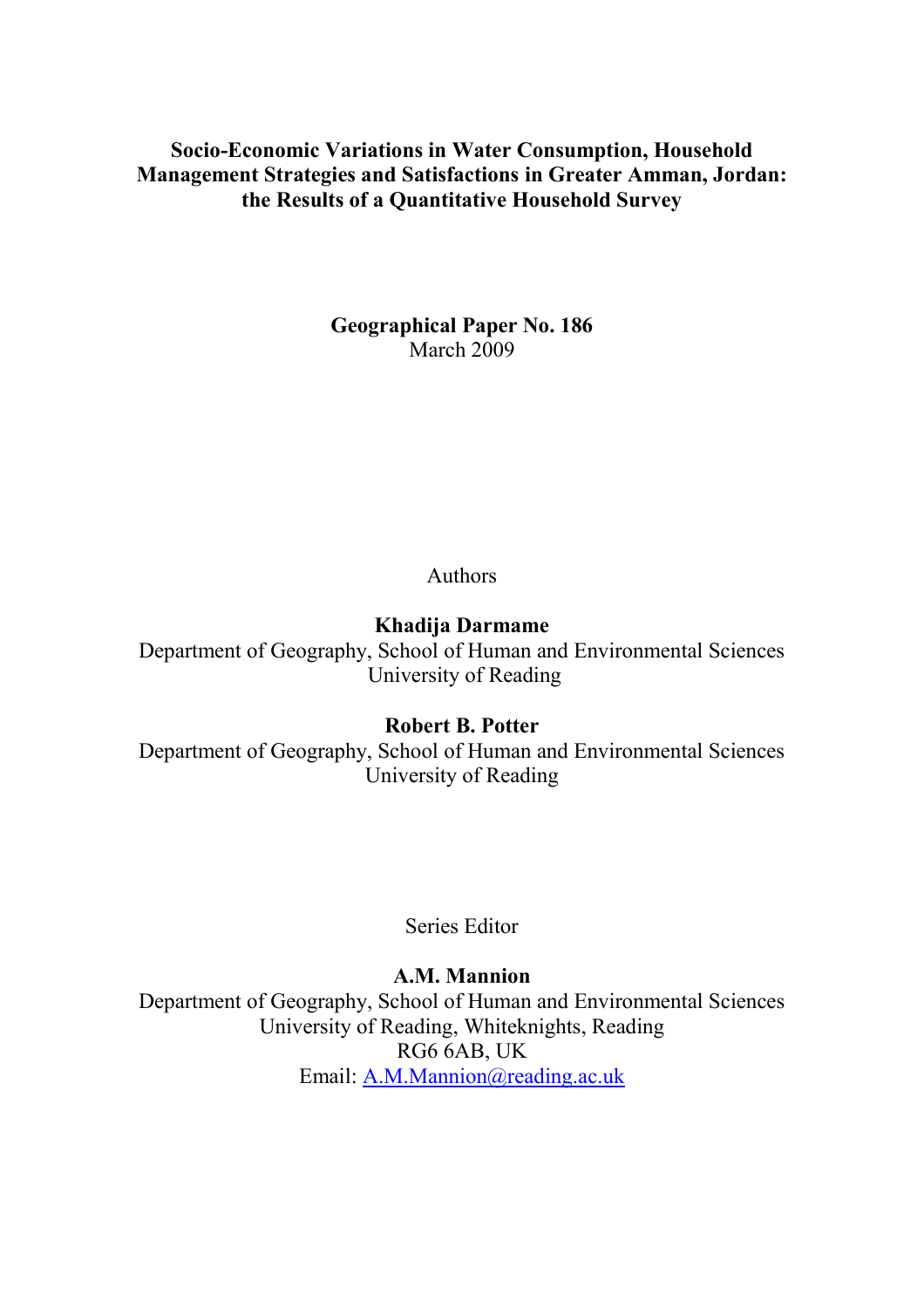# Socio-Economic Variations in Water Consumption, Household Management Strategies and Satisfactions in Greater Amman, Jordan: the Results of a Quantitative Household Survey

**Geographical Paper No. 186**
March 2009

Authors

**Khadija Darmame**
Department of Geography, School of Human and Environmental Sciences
University of Reading

**Robert B. Potter**
Department of Geography, School of Human and Environmental Sciences
University of Reading

Series Editor

**A.M. Mannion**
Department of Geography, School of Human and Environmental Sciences
University of Reading, Whiteknights, Reading
RG6 6AB, UK
Email: A.M.Mannion@reading.ac.uk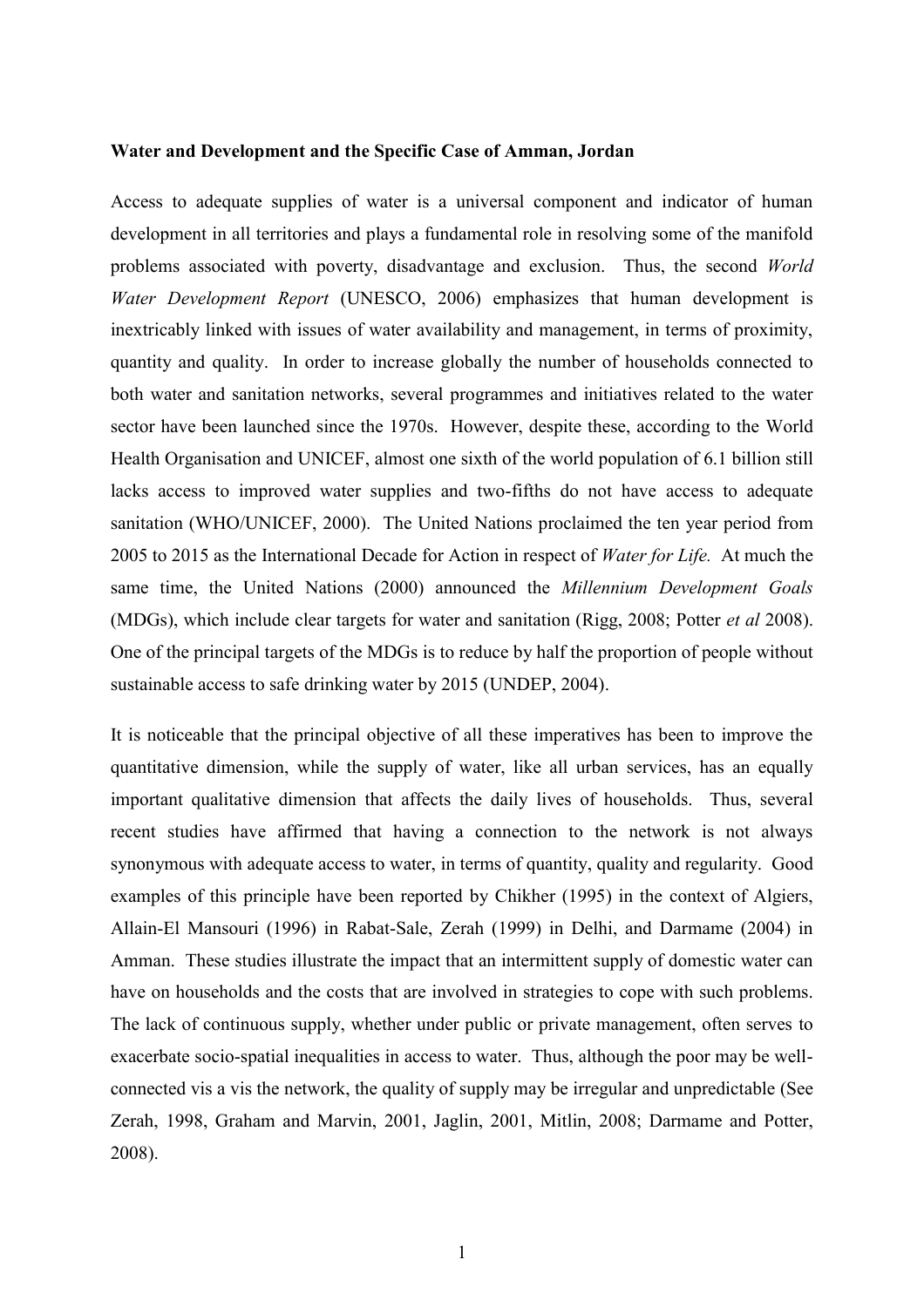**Water and Development and the Specific Case of Amman, Jordan**

Access to adequate supplies of water is a universal component and indicator of human development in all territories and plays a fundamental role in resolving some of the manifold problems associated with poverty, disadvantage and exclusion. Thus, the second *World Water Development Report* (UNESCO, 2006) emphasizes that human development is inextricably linked with issues of water availability and management, in terms of proximity, quantity and quality. In order to increase globally the number of households connected to both water and sanitation networks, several programmes and initiatives related to the water sector have been launched since the 1970s. However, despite these, according to the World Health Organisation and UNICEF, almost one sixth of the world population of 6.1 billion still lacks access to improved water supplies and two-fifths do not have access to adequate sanitation (WHO/UNICEF, 2000). The United Nations proclaimed the ten year period from 2005 to 2015 as the International Decade for Action in respect of *Water for Life.* At much the same time, the United Nations (2000) announced the *Millennium Development Goals* (MDGs), which include clear targets for water and sanitation (Rigg, 2008; Potter *et al* 2008). One of the principal targets of the MDGs is to reduce by half the proportion of people without sustainable access to safe drinking water by 2015 (UNDEP, 2004).

It is noticeable that the principal objective of all these imperatives has been to improve the quantitative dimension, while the supply of water, like all urban services, has an equally important qualitative dimension that affects the daily lives of households. Thus, several recent studies have affirmed that having a connection to the network is not always synonymous with adequate access to water, in terms of quantity, quality and regularity. Good examples of this principle have been reported by Chikher (1995) in the context of Algiers, Allain-El Mansouri (1996) in Rabat-Sale, Zerah (1999) in Delhi, and Darmame (2004) in Amman. These studies illustrate the impact that an intermittent supply of domestic water can have on households and the costs that are involved in strategies to cope with such problems. The lack of continuous supply, whether under public or private management, often serves to exacerbate socio-spatial inequalities in access to water. Thus, although the poor may be well-connected vis a vis the network, the quality of supply may be irregular and unpredictable (See Zerah, 1998, Graham and Marvin, 2001, Jaglin, 2001, Mitlin, 2008; Darmame and Potter, 2008).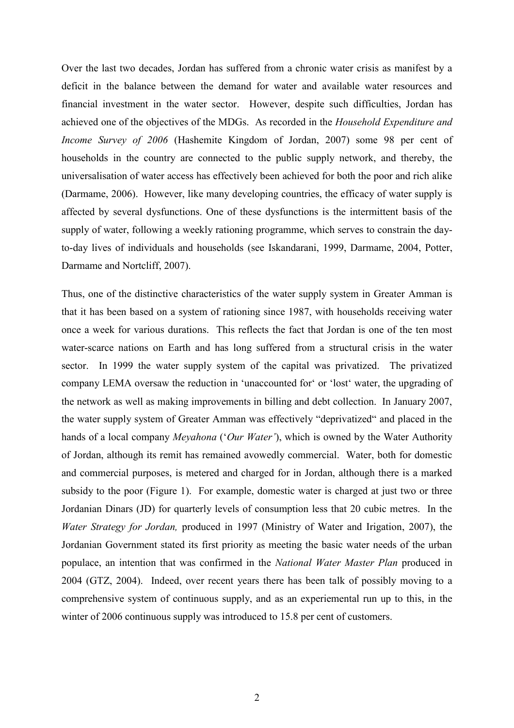Over the last two decades, Jordan has suffered from a chronic water crisis as manifest by a deficit in the balance between the demand for water and available water resources and financial investment in the water sector. However, despite such difficulties, Jordan has achieved one of the objectives of the MDGs. As recorded in the *Household Expenditure and Income Survey of 2006* (Hashemite Kingdom of Jordan, 2007) some 98 per cent of households in the country are connected to the public supply network, and thereby, the universalisation of water access has effectively been achieved for both the poor and rich alike (Darmame, 2006). However, like many developing countries, the efficacy of water supply is affected by several dysfunctions. One of these dysfunctions is the intermittent basis of the supply of water, following a weekly rationing programme, which serves to constrain the day-to-day lives of individuals and households (see Iskandarani, 1999, Darmame, 2004, Potter, Darmame and Nortcliff, 2007).

Thus, one of the distinctive characteristics of the water supply system in Greater Amman is that it has been based on a system of rationing since 1987, with households receiving water once a week for various durations. This reflects the fact that Jordan is one of the ten most water-scarce nations on Earth and has long suffered from a structural crisis in the water sector. In 1999 the water supply system of the capital was privatized. The privatized company LEMA oversaw the reduction in 'unaccounted for' or 'lost' water, the upgrading of the network as well as making improvements in billing and debt collection. In January 2007, the water supply system of Greater Amman was effectively "deprivatized" and placed in the hands of a local company *Meyahona* ('*Our Water'*), which is owned by the Water Authority of Jordan, although its remit has remained avowedly commercial. Water, both for domestic and commercial purposes, is metered and charged for in Jordan, although there is a marked subsidy to the poor (Figure 1). For example, domestic water is charged at just two or three Jordanian Dinars (JD) for quarterly levels of consumption less that 20 cubic metres. In the *Water Strategy for Jordan,* produced in 1997 (Ministry of Water and Irigation, 2007), the Jordanian Government stated its first priority as meeting the basic water needs of the urban populace, an intention that was confirmed in the *National Water Master Plan* produced in 2004 (GTZ, 2004). Indeed, over recent years there has been talk of possibly moving to a comprehensive system of continuous supply, and as an experiemental run up to this, in the winter of 2006 continuous supply was introduced to 15.8 per cent of customers.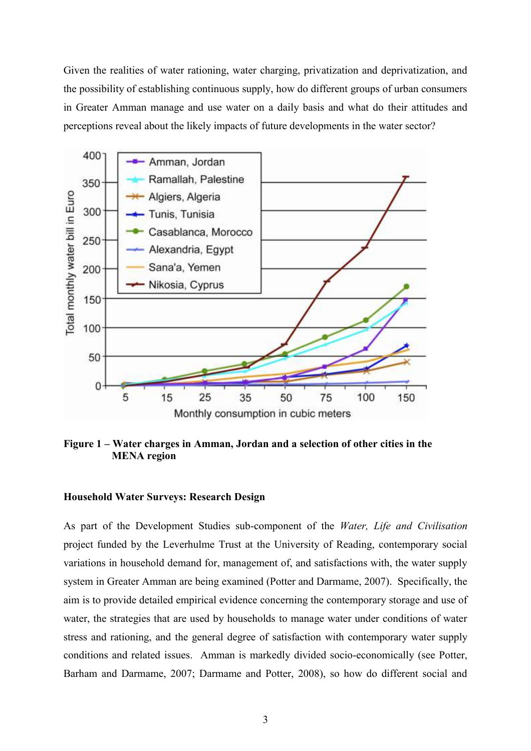Given the realities of water rationing, water charging, privatization and deprivatization, and the possibility of establishing continuous supply, how do different groups of urban consumers in Greater Amman manage and use water on a daily basis and what do their attitudes and perceptions reveal about the likely impacts of future developments in the water sector?

**Figure 1 – Water charges in Amman, Jordan and a selection of other cities in the MENA region**

### Household Water Surveys: Research Design

As part of the Development Studies sub-component of the *Water, Life and Civilisation* project funded by the Leverhulme Trust at the University of Reading, contemporary social variations in household demand for, management of, and satisfactions with, the water supply system in Greater Amman are being examined (Potter and Darmame, 2007). Specifically, the aim is to provide detailed empirical evidence concerning the contemporary storage and use of water, the strategies that are used by households to manage water under conditions of water stress and rationing, and the general degree of satisfaction with contemporary water supply conditions and related issues. Amman is markedly divided socio-economically (see Potter, Barham and Darmame, 2007; Darmame and Potter, 2008), so how do different social and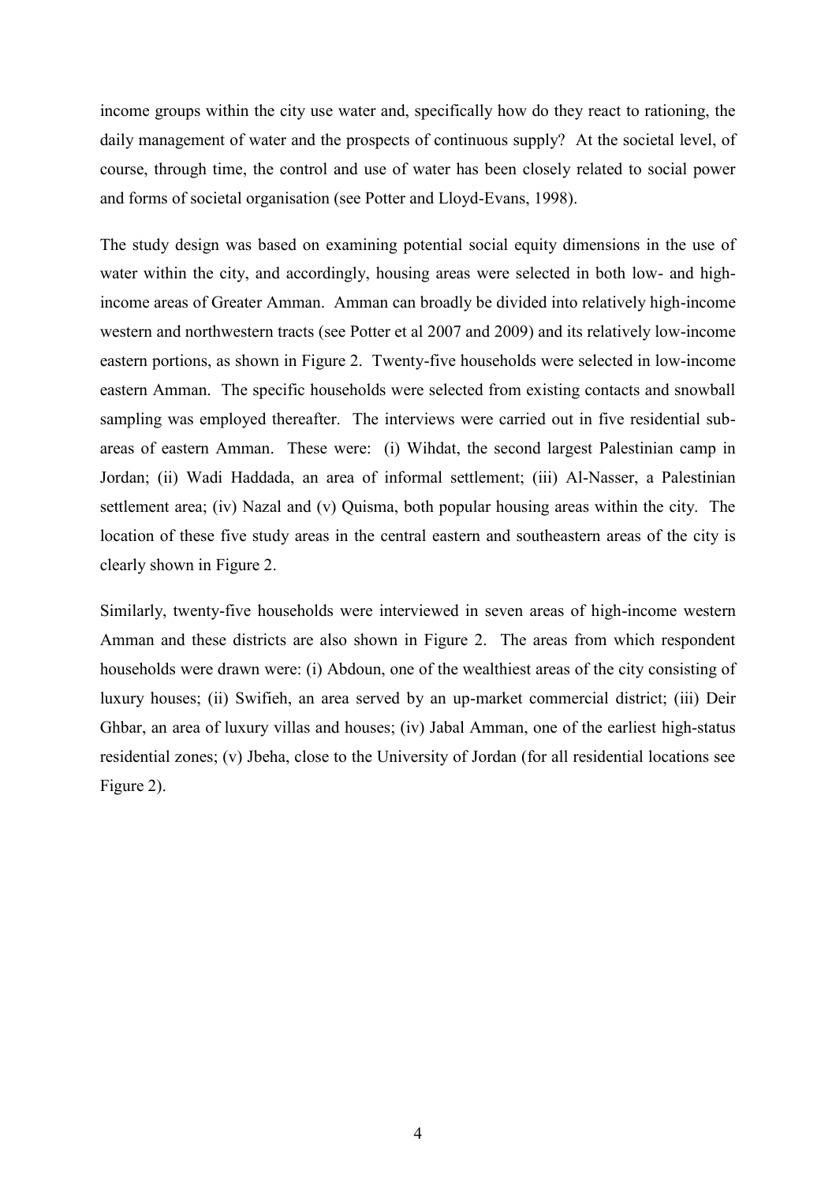income groups within the city use water and, specifically how do they react to rationing, the daily management of water and the prospects of continuous supply? At the societal level, of course, through time, the control and use of water has been closely related to social power and forms of societal organisation (see Potter and Lloyd-Evans, 1998).

The study design was based on examining potential social equity dimensions in the use of water within the city, and accordingly, housing areas were selected in both low- and high-income areas of Greater Amman. Amman can broadly be divided into relatively high-income western and northwestern tracts (see Potter et al 2007 and 2009) and its relatively low-income eastern portions, as shown in Figure 2. Twenty-five households were selected in low-income eastern Amman. The specific households were selected from existing contacts and snowball sampling was employed thereafter. The interviews were carried out in five residential sub-areas of eastern Amman. These were: (i) Wihdat, the second largest Palestinian camp in Jordan; (ii) Wadi Haddada, an area of informal settlement; (iii) Al-Nasser, a Palestinian settlement area; (iv) Nazal and (v) Quisma, both popular housing areas within the city. The location of these five study areas in the central eastern and southeastern areas of the city is clearly shown in Figure 2.

Similarly, twenty-five households were interviewed in seven areas of high-income western Amman and these districts are also shown in Figure 2. The areas from which respondent households were drawn were: (i) Abdoun, one of the wealthiest areas of the city consisting of luxury houses; (ii) Swifieh, an area served by an up-market commercial district; (iii) Deir Ghbar, an area of luxury villas and houses; (iv) Jabal Amman, one of the earliest high-status residential zones; (v) Jbeha, close to the University of Jordan (for all residential locations see Figure 2).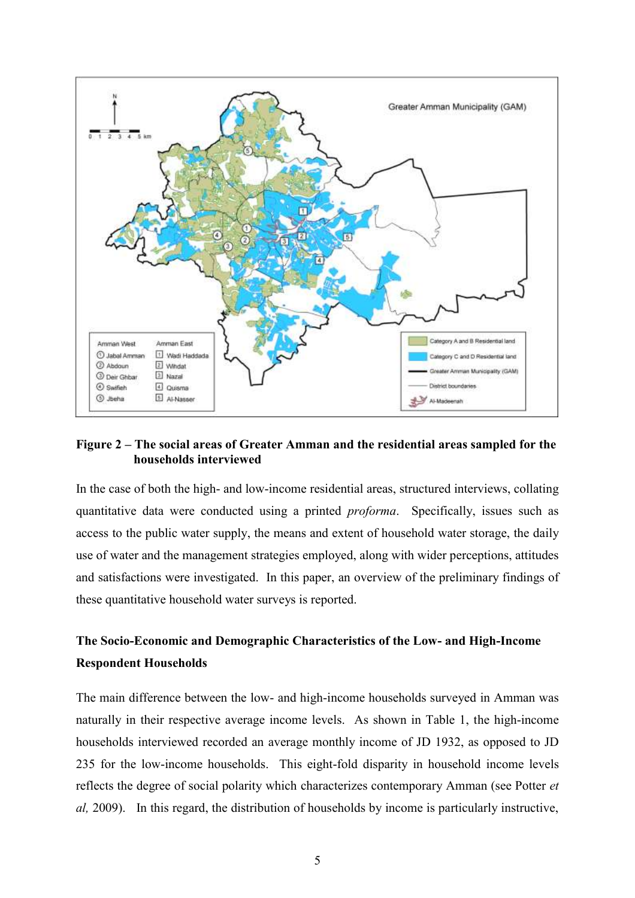**Figure 2 – The social areas of Greater Amman and the residential areas sampled for the households interviewed**

In the case of both the high- and low-income residential areas, structured interviews, collating quantitative data were conducted using a printed *proforma*. Specifically, issues such as access to the public water supply, the means and extent of household water storage, the daily use of water and the management strategies employed, along with wider perceptions, attitudes and satisfactions were investigated. In this paper, an overview of the preliminary findings of these quantitative household water surveys is reported.

## The Socio-Economic and Demographic Characteristics of the Low- and High-Income Respondent Households

The main difference between the low- and high-income households surveyed in Amman was naturally in their respective average income levels. As shown in Table 1, the high-income households interviewed recorded an average monthly income of JD 1932, as opposed to JD 235 for the low-income households. This eight-fold disparity in household income levels reflects the degree of social polarity which characterizes contemporary Amman (see Potter *et al,* 2009). In this regard, the distribution of households by income is particularly instructive,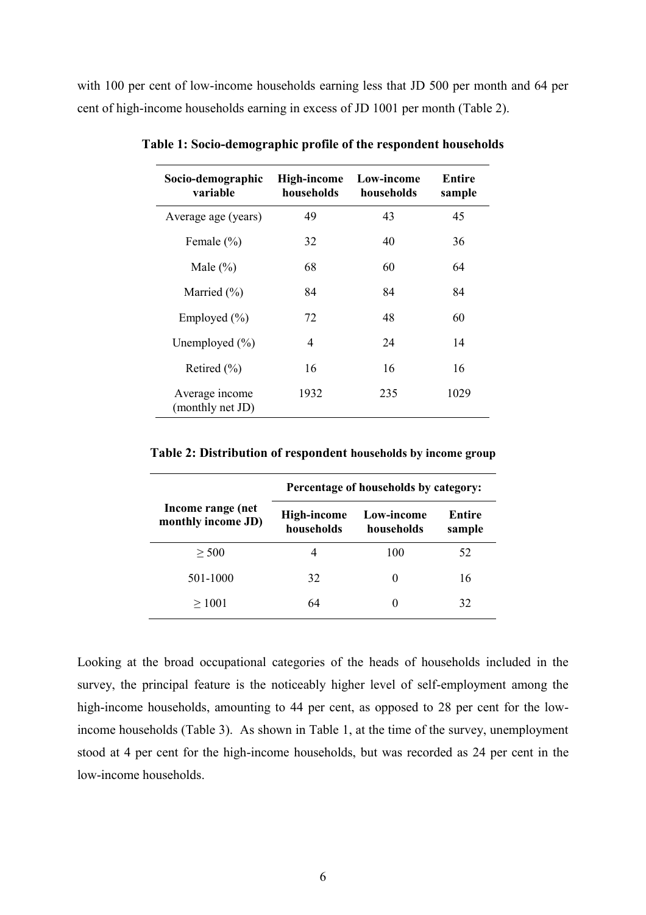with 100 per cent of low-income households earning less that JD 500 per month and 64 per cent of high-income households earning in excess of JD 1001 per month (Table 2).

**Table 1: Socio-demographic profile of the respondent households**

| Socio-demographic variable | High-income households | Low-income households | Entire sample |
|---|---|---|---|
| Average age (years) | 49 | 43 | 45 |
| Female (%) | 32 | 40 | 36 |
| Male (%) | 68 | 60 | 64 |
| Married (%) | 84 | 84 | 84 |
| Employed (%) | 72 | 48 | 60 |
| Unemployed (%) | 4 | 24 | 14 |
| Retired (%) | 16 | 16 | 16 |
| Average income (monthly net JD) | 1932 | 235 | 1029 |

**Table 2: Distribution of respondent households by income group**

| | Percentage of households by category: | | |
|---|---|---|---|
| Income range (net monthly income JD) | High-income households | Low-income households | Entire sample |
| ≥ 500 | 4 | 100 | 52 |
| 501-1000 | 32 | 0 | 16 |
| ≥ 1001 | 64 | 0 | 32 |

Looking at the broad occupational categories of the heads of households included in the survey, the principal feature is the noticeably higher level of self-employment among the high-income households, amounting to 44 per cent, as opposed to 28 per cent for the low-income households (Table 3). As shown in Table 1, at the time of the survey, unemployment stood at 4 per cent for the high-income households, but was recorded as 24 per cent in the low-income households.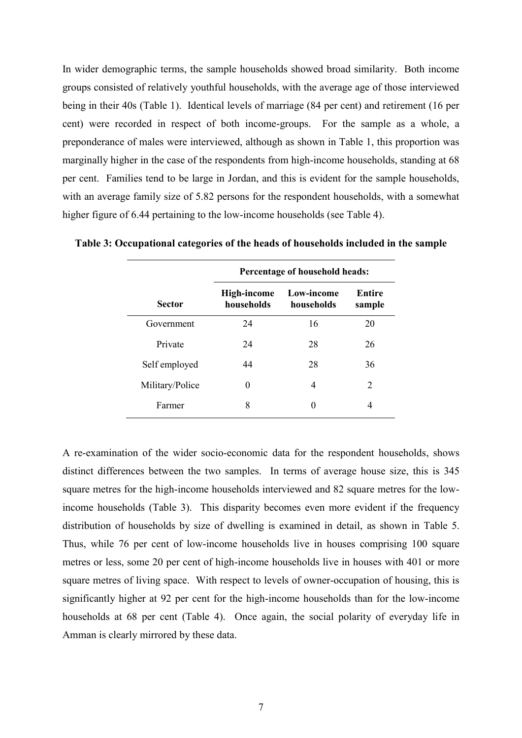In wider demographic terms, the sample households showed broad similarity. Both income groups consisted of relatively youthful households, with the average age of those interviewed being in their 40s (Table 1). Identical levels of marriage (84 per cent) and retirement (16 per cent) were recorded in respect of both income-groups. For the sample as a whole, a preponderance of males were interviewed, although as shown in Table 1, this proportion was marginally higher in the case of the respondents from high-income households, standing at 68 per cent. Families tend to be large in Jordan, and this is evident for the sample households, with an average family size of 5.82 persons for the respondent households, with a somewhat higher figure of 6.44 pertaining to the low-income households (see Table 4).

**Table 3: Occupational categories of the heads of households included in the sample**

| | Percentage of household heads: | | |
|---|---|---|---|
| **Sector** | **High-income households** | **Low-income households** | **Entire sample** |
| Government | 24 | 16 | 20 |
| Private | 24 | 28 | 26 |
| Self employed | 44 | 28 | 36 |
| Military/Police | 0 | 4 | 2 |
| Farmer | 8 | 0 | 4 |

A re-examination of the wider socio-economic data for the respondent households, shows distinct differences between the two samples. In terms of average house size, this is 345 square metres for the high-income households interviewed and 82 square metres for the low-income households (Table 3). This disparity becomes even more evident if the frequency distribution of households by size of dwelling is examined in detail, as shown in Table 5. Thus, while 76 per cent of low-income households live in houses comprising 100 square metres or less, some 20 per cent of high-income households live in houses with 401 or more square metres of living space. With respect to levels of owner-occupation of housing, this is significantly higher at 92 per cent for the high-income households than for the low-income households at 68 per cent (Table 4). Once again, the social polarity of everyday life in Amman is clearly mirrored by these data.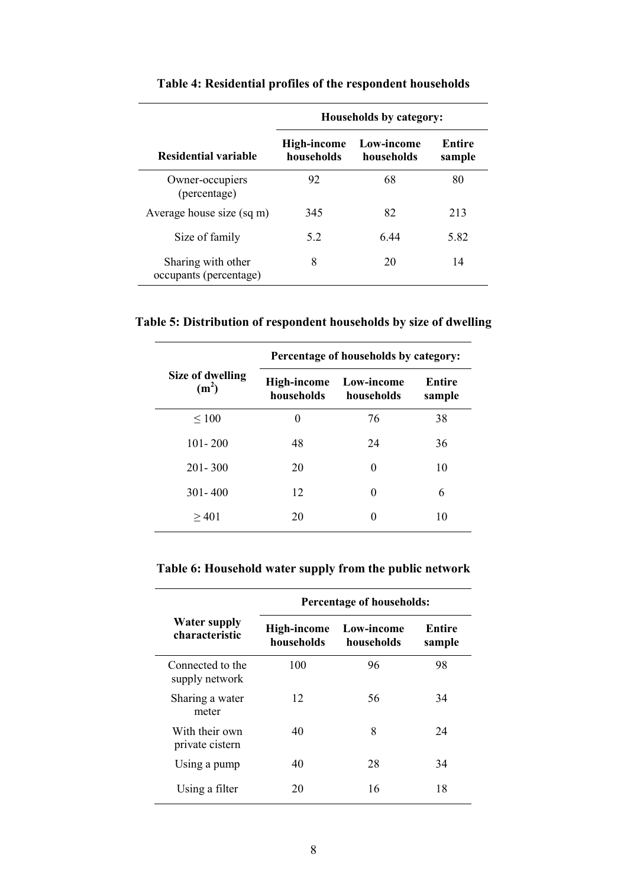**Table 4: Residential profiles of the respondent households**

| Residential variable | Households by category: | | |
|---|---|---|---|
| | High-income households | Low-income households | Entire sample |
| Owner-occupiers (percentage) | 92 | 68 | 80 |
| Average house size (sq m) | 345 | 82 | 213 |
| Size of family | 5.2 | 6.44 | 5.82 |
| Sharing with other occupants (percentage) | 8 | 20 | 14 |

**Table 5: Distribution of respondent households by size of dwelling**

| Size of dwelling ($m^2$) | Percentage of households by category: | | |
|---|---|---|---|
| | High-income households | Low-income households | Entire sample |
| ≤ 100 | 0 | 76 | 38 |
| 101- 200 | 48 | 24 | 36 |
| 201- 300 | 20 | 0 | 10 |
| 301- 400 | 12 | 0 | 6 |
| ≥ 401 | 20 | 0 | 10 |

**Table 6: Household water supply from the public network**

| Water supply characteristic | Percentage of households: | | |
|---|---|---|---|
| | High-income households | Low-income households | Entire sample |
| Connected to the supply network | 100 | 96 | 98 |
| Sharing a water meter | 12 | 56 | 34 |
| With their own private cistern | 40 | 8 | 24 |
| Using a pump | 40 | 28 | 34 |
| Using a filter | 20 | 16 | 18 |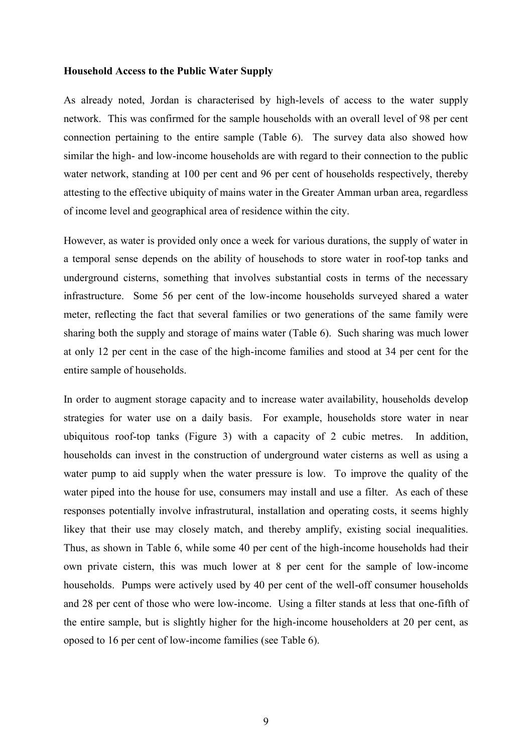**Household Access to the Public Water Supply**

As already noted, Jordan is characterised by high-levels of access to the water supply network. This was confirmed for the sample households with an overall level of 98 per cent connection pertaining to the entire sample (Table 6). The survey data also showed how similar the high- and low-income households are with regard to their connection to the public water network, standing at 100 per cent and 96 per cent of households respectively, thereby attesting to the effective ubiquity of mains water in the Greater Amman urban area, regardless of income level and geographical area of residence within the city.

However, as water is provided only once a week for various durations, the supply of water in a temporal sense depends on the ability of househods to store water in roof-top tanks and underground cisterns, something that involves substantial costs in terms of the necessary infrastructure. Some 56 per cent of the low-income households surveyed shared a water meter, reflecting the fact that several families or two generations of the same family were sharing both the supply and storage of mains water (Table 6). Such sharing was much lower at only 12 per cent in the case of the high-income families and stood at 34 per cent for the entire sample of households.

In order to augment storage capacity and to increase water availability, households develop strategies for water use on a daily basis. For example, households store water in near ubiquitous roof-top tanks (Figure 3) with a capacity of 2 cubic metres. In addition, households can invest in the construction of underground water cisterns as well as using a water pump to aid supply when the water pressure is low. To improve the quality of the water piped into the house for use, consumers may install and use a filter. As each of these responses potentially involve infrastrutural, installation and operating costs, it seems highly likey that their use may closely match, and thereby amplify, existing social inequalities. Thus, as shown in Table 6, while some 40 per cent of the high-income households had their own private cistern, this was much lower at 8 per cent for the sample of low-income households. Pumps were actively used by 40 per cent of the well-off consumer households and 28 per cent of those who were low-income. Using a filter stands at less that one-fifth of the entire sample, but is slightly higher for the high-income householders at 20 per cent, as oposed to 16 per cent of low-income families (see Table 6).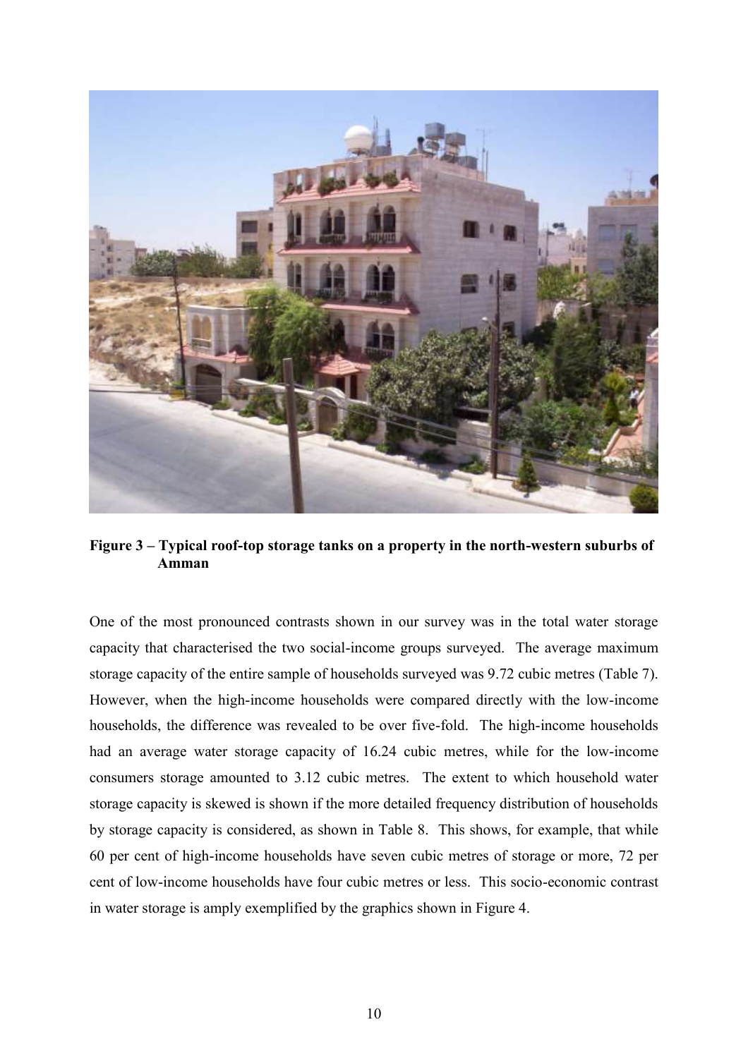**Figure 3 – Typical roof-top storage tanks on a property in the north-western suburbs of Amman**

One of the most pronounced contrasts shown in our survey was in the total water storage capacity that characterised the two social-income groups surveyed. The average maximum storage capacity of the entire sample of households surveyed was 9.72 cubic metres (Table 7). However, when the high-income households were compared directly with the low-income households, the difference was revealed to be over five-fold. The high-income households had an average water storage capacity of 16.24 cubic metres, while for the low-income consumers storage amounted to 3.12 cubic metres. The extent to which household water storage capacity is skewed is shown if the more detailed frequency distribution of households by storage capacity is considered, as shown in Table 8. This shows, for example, that while 60 per cent of high-income households have seven cubic metres of storage or more, 72 per cent of low-income households have four cubic metres or less. This socio-economic contrast in water storage is amply exemplified by the graphics shown in Figure 4.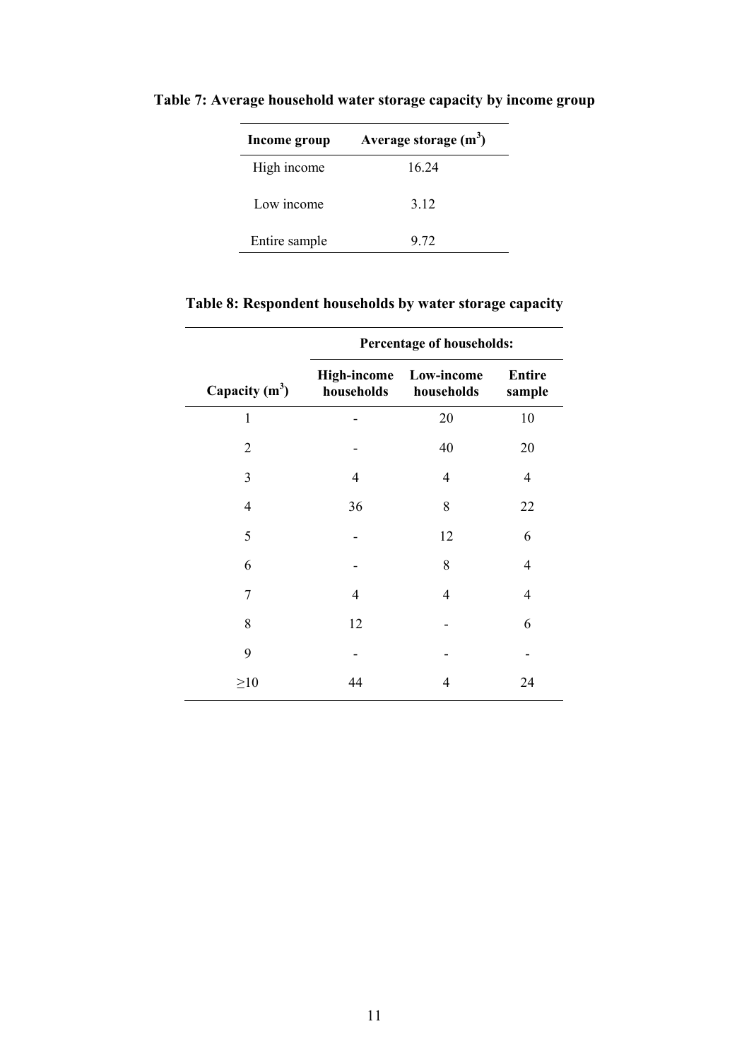**Table 7: Average household water storage capacity by income group**

| Income group | Average storage ($m^3$) |
|---|---|
| High income | 16.24 |
| Low income | 3.12 |
| Entire sample | 9.72 |

**Table 8: Respondent households by water storage capacity**

| | Percentage of households: | | |
|---|---|---|---|
| Capacity ($m^3$) | High-income households | Low-income households | Entire sample |
| 1 | - | 20 | 10 |
| 2 | - | 40 | 20 |
| 3 | 4 | 4 | 4 |
| 4 | 36 | 8 | 22 |
| 5 | - | 12 | 6 |
| 6 | - | 8 | 4 |
| 7 | 4 | 4 | 4 |
| 8 | 12 | - | 6 |
| 9 | - | - | - |
| ≥10 | 44 | 4 | 24 |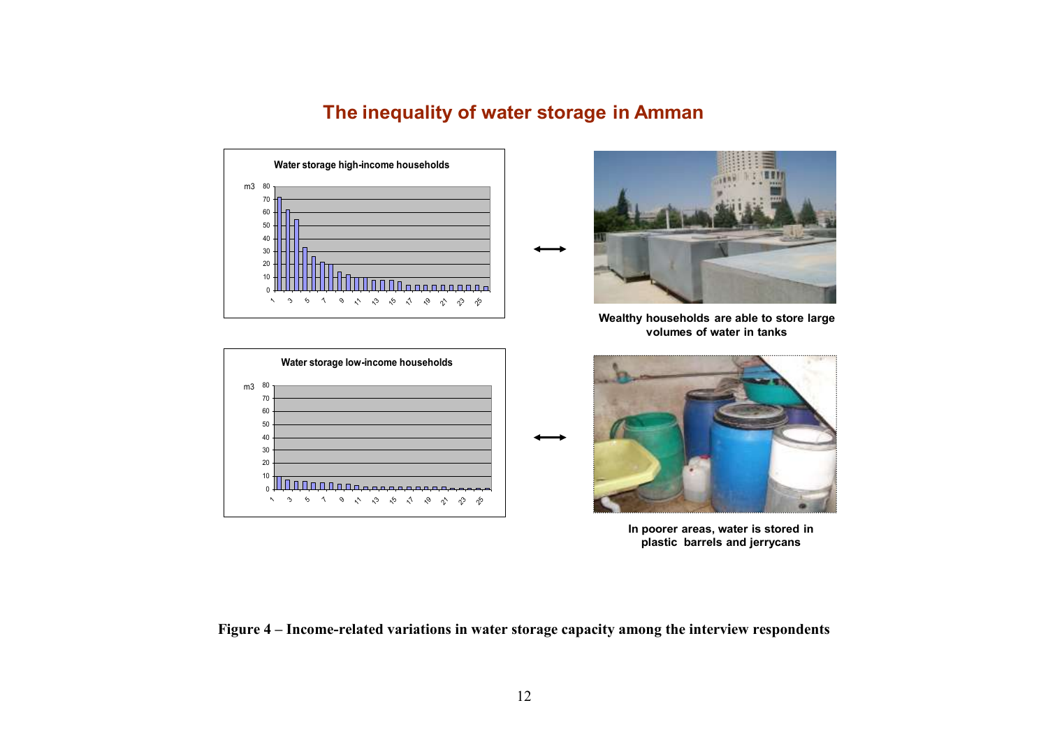## The inequality of water storage in Amman

**Water storage high-income households**

**Water storage low-income households**

**Wealthy households are able to store large volumes of water in tanks**

**In poorer areas, water is stored in plastic barrels and jerrycans**

**Figure 4 – Income-related variations in water storage capacity among the interview respondents**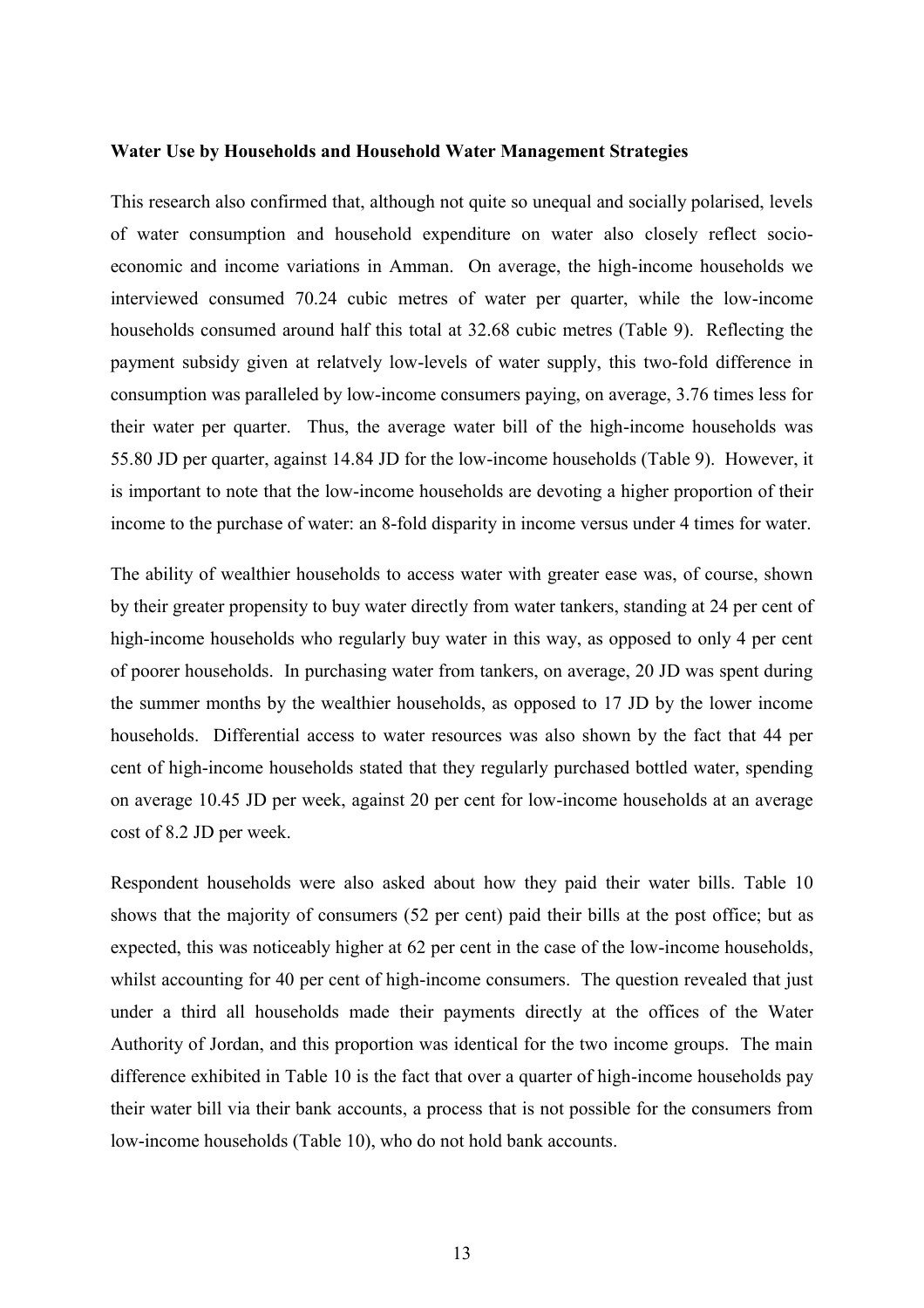**Water Use by Households and Household Water Management Strategies**

This research also confirmed that, although not quite so unequal and socially polarised, levels of water consumption and household expenditure on water also closely reflect socio-economic and income variations in Amman. On average, the high-income households we interviewed consumed 70.24 cubic metres of water per quarter, while the low-income households consumed around half this total at 32.68 cubic metres (Table 9). Reflecting the payment subsidy given at relatvely low-levels of water supply, this two-fold difference in consumption was paralleled by low-income consumers paying, on average, 3.76 times less for their water per quarter. Thus, the average water bill of the high-income households was 55.80 JD per quarter, against 14.84 JD for the low-income households (Table 9). However, it is important to note that the low-income households are devoting a higher proportion of their income to the purchase of water: an 8-fold disparity in income versus under 4 times for water.

The ability of wealthier households to access water with greater ease was, of course, shown by their greater propensity to buy water directly from water tankers, standing at 24 per cent of high-income households who regularly buy water in this way, as opposed to only 4 per cent of poorer households. In purchasing water from tankers, on average, 20 JD was spent during the summer months by the wealthier households, as opposed to 17 JD by the lower income households. Differential access to water resources was also shown by the fact that 44 per cent of high-income households stated that they regularly purchased bottled water, spending on average 10.45 JD per week, against 20 per cent for low-income households at an average cost of 8.2 JD per week.

Respondent households were also asked about how they paid their water bills. Table 10 shows that the majority of consumers (52 per cent) paid their bills at the post office; but as expected, this was noticeably higher at 62 per cent in the case of the low-income households, whilst accounting for 40 per cent of high-income consumers. The question revealed that just under a third all households made their payments directly at the offices of the Water Authority of Jordan, and this proportion was identical for the two income groups. The main difference exhibited in Table 10 is the fact that over a quarter of high-income households pay their water bill via their bank accounts, a process that is not possible for the consumers from low-income households (Table 10), who do not hold bank accounts.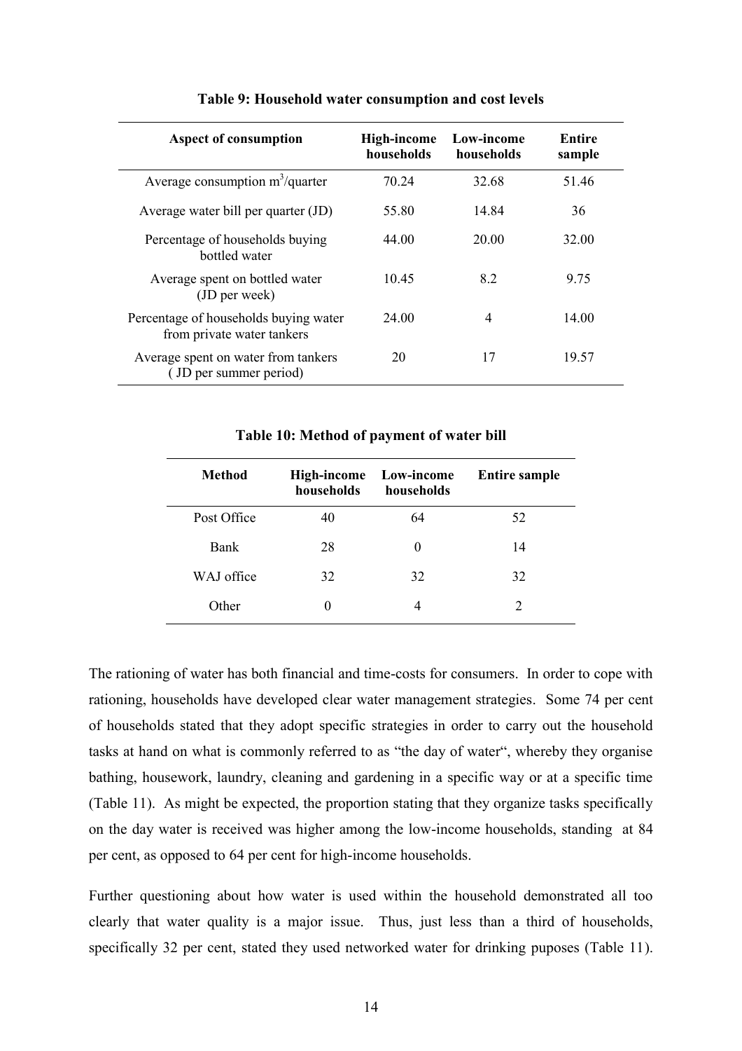**Table 9: Household water consumption and cost levels**

| Aspect of consumption | High-income households | Low-income households | Entire sample |
|---|---|---|---|
| Average consumption $m^3$/quarter | 70.24 | 32.68 | 51.46 |
| Average water bill per quarter (JD) | 55.80 | 14.84 | 36 |
| Percentage of households buying bottled water | 44.00 | 20.00 | 32.00 |
| Average spent on bottled water (JD per week) | 10.45 | 8.2 | 9.75 |
| Percentage of households buying water from private water tankers | 24.00 | 4 | 14.00 |
| Average spent on water from tankers ( JD per summer period) | 20 | 17 | 19.57 |

**Table 10: Method of payment of water bill**

| Method | High-income households | Low-income households | Entire sample |
|---|---|---|---|
| Post Office | 40 | 64 | 52 |
| Bank | 28 | 0 | 14 |
| WAJ office | 32 | 32 | 32 |
| Other | 0 | 4 | 2 |

The rationing of water has both financial and time-costs for consumers. In order to cope with rationing, households have developed clear water management strategies. Some 74 per cent of households stated that they adopt specific strategies in order to carry out the household tasks at hand on what is commonly referred to as "the day of water", whereby they organise bathing, housework, laundry, cleaning and gardening in a specific way or at a specific time (Table 11). As might be expected, the proportion stating that they organize tasks specifically on the day water is received was higher among the low-income households, standing at 84 per cent, as opposed to 64 per cent for high-income households.

Further questioning about how water is used within the household demonstrated all too clearly that water quality is a major issue. Thus, just less than a third of households, specifically 32 per cent, stated they used networked water for drinking puposes (Table 11).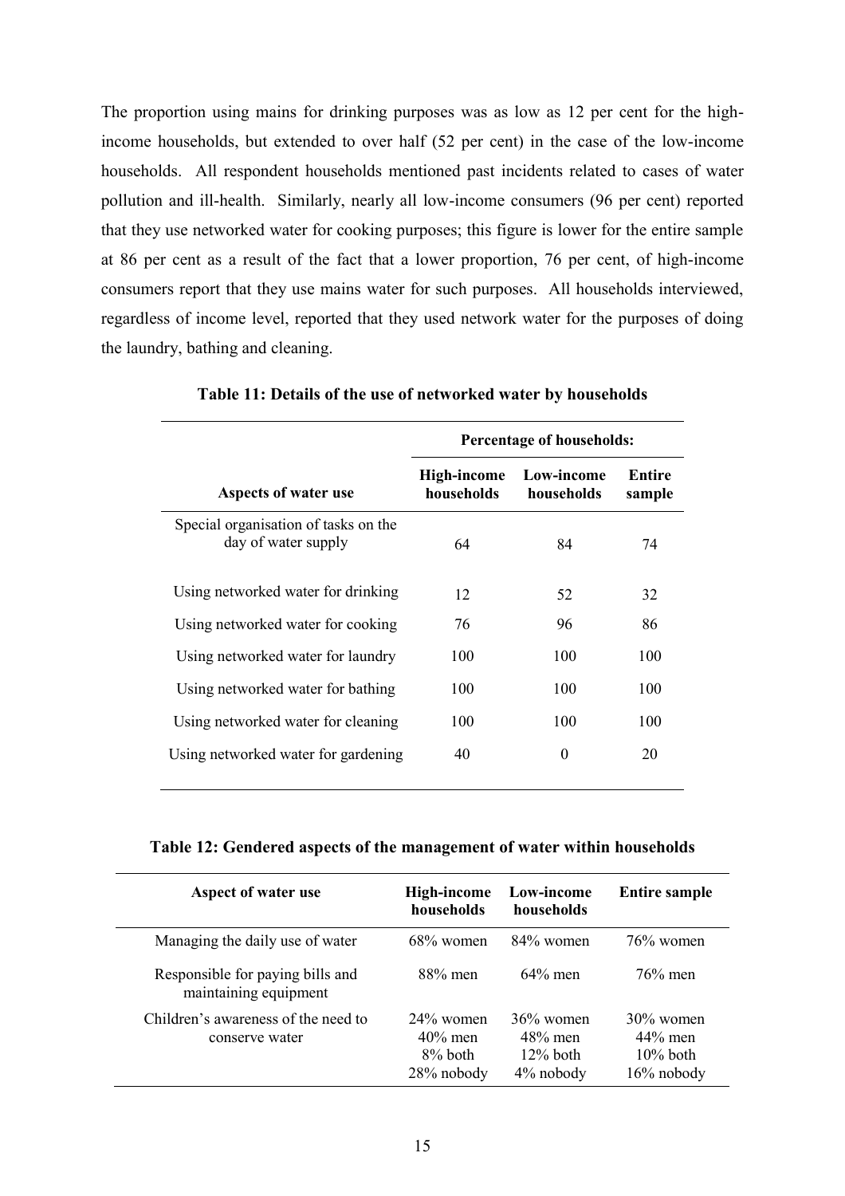The proportion using mains for drinking purposes was as low as 12 per cent for the high-income households, but extended to over half (52 per cent) in the case of the low-income households. All respondent households mentioned past incidents related to cases of water pollution and ill-health. Similarly, nearly all low-income consumers (96 per cent) reported that they use networked water for cooking purposes; this figure is lower for the entire sample at 86 per cent as a result of the fact that a lower proportion, 76 per cent, of high-income consumers report that they use mains water for such purposes. All households interviewed, regardless of income level, reported that they used network water for the purposes of doing the laundry, bathing and cleaning.

**Table 11: Details of the use of networked water by households**

| | Percentage of households: | | |
|---|---|---|---|
| **Aspects of water use** | **High-income households** | **Low-income households** | **Entire sample** |
| Special organisation of tasks on the day of water supply | 64 | 84 | 74 |
| Using networked water for drinking | 12 | 52 | 32 |
| Using networked water for cooking | 76 | 96 | 86 |
| Using networked water for laundry | 100 | 100 | 100 |
| Using networked water for bathing | 100 | 100 | 100 |
| Using networked water for cleaning | 100 | 100 | 100 |
| Using networked water for gardening | 40 | 0 | 20 |

**Table 12: Gendered aspects of the management of water within households**

| Aspect of water use | High-income households | Low-income households | Entire sample |
|---|---|---|---|
| Managing the daily use of water | 68% women | 84% women | 76% women |
| Responsible for paying bills and maintaining equipment | 88% men | 64% men | 76% men |
| Children's awareness of the need to conserve water | 24% women<br>40% men<br>8% both<br>28% nobody | 36% women<br>48% men<br>12% both<br>4% nobody | 30% women<br>44% men<br>10% both<br>16% nobody |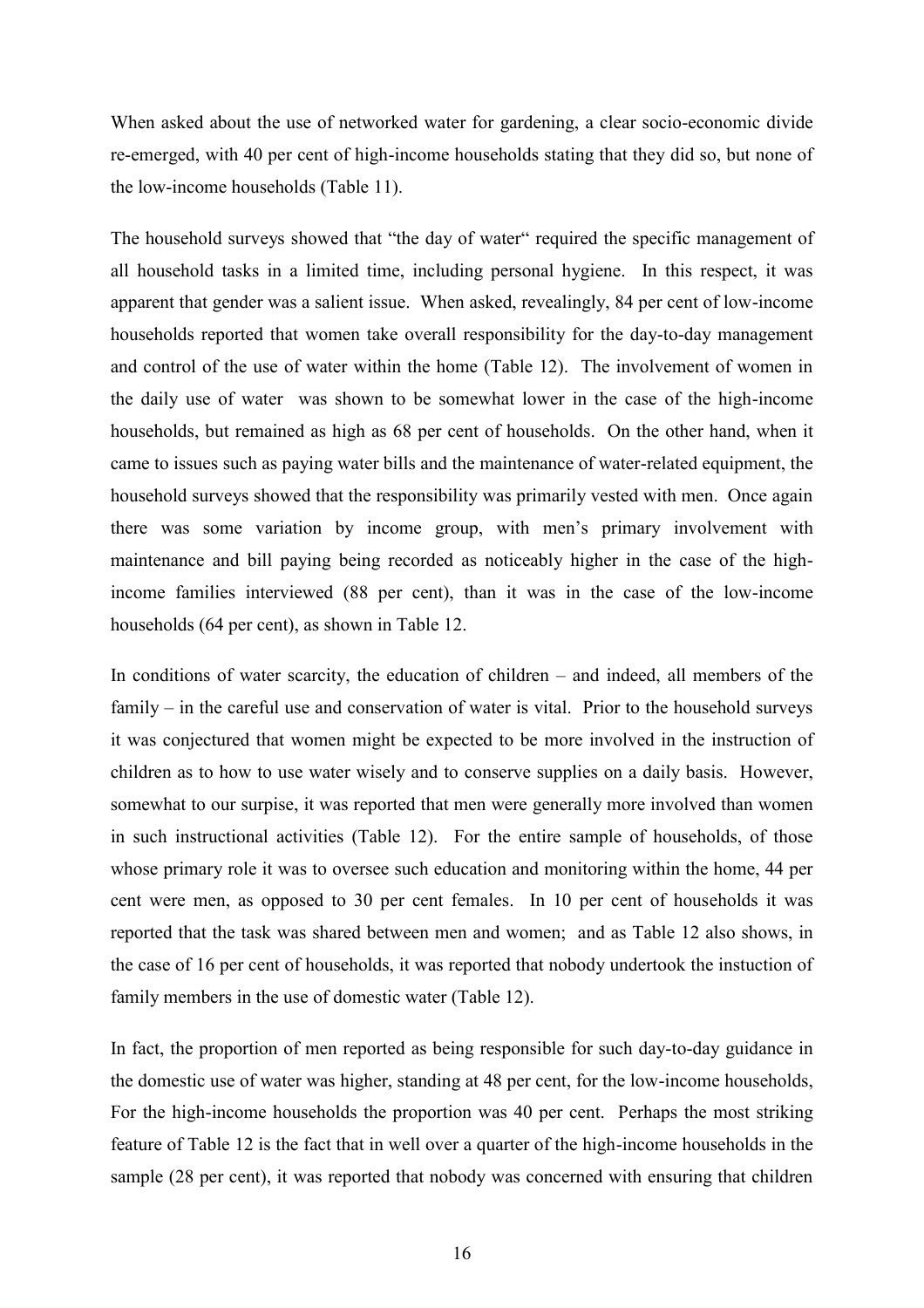When asked about the use of networked water for gardening, a clear socio-economic divide re-emerged, with 40 per cent of high-income households stating that they did so, but none of the low-income households (Table 11).

The household surveys showed that "the day of water" required the specific management of all household tasks in a limited time, including personal hygiene. In this respect, it was apparent that gender was a salient issue. When asked, revealingly, 84 per cent of low-income households reported that women take overall responsibility for the day-to-day management and control of the use of water within the home (Table 12). The involvement of women in the daily use of water was shown to be somewhat lower in the case of the high-income households, but remained as high as 68 per cent of households. On the other hand, when it came to issues such as paying water bills and the maintenance of water-related equipment, the household surveys showed that the responsibility was primarily vested with men. Once again there was some variation by income group, with men's primary involvement with maintenance and bill paying being recorded as noticeably higher in the case of the high-income families interviewed (88 per cent), than it was in the case of the low-income households (64 per cent), as shown in Table 12.

In conditions of water scarcity, the education of children – and indeed, all members of the family – in the careful use and conservation of water is vital. Prior to the household surveys it was conjectured that women might be expected to be more involved in the instruction of children as to how to use water wisely and to conserve supplies on a daily basis. However, somewhat to our surpise, it was reported that men were generally more involved than women in such instructional activities (Table 12). For the entire sample of households, of those whose primary role it was to oversee such education and monitoring within the home, 44 per cent were men, as opposed to 30 per cent females. In 10 per cent of households it was reported that the task was shared between men and women; and as Table 12 also shows, in the case of 16 per cent of households, it was reported that nobody undertook the instuction of family members in the use of domestic water (Table 12).

In fact, the proportion of men reported as being responsible for such day-to-day guidance in the domestic use of water was higher, standing at 48 per cent, for the low-income households, For the high-income households the proportion was 40 per cent. Perhaps the most striking feature of Table 12 is the fact that in well over a quarter of the high-income households in the sample (28 per cent), it was reported that nobody was concerned with ensuring that children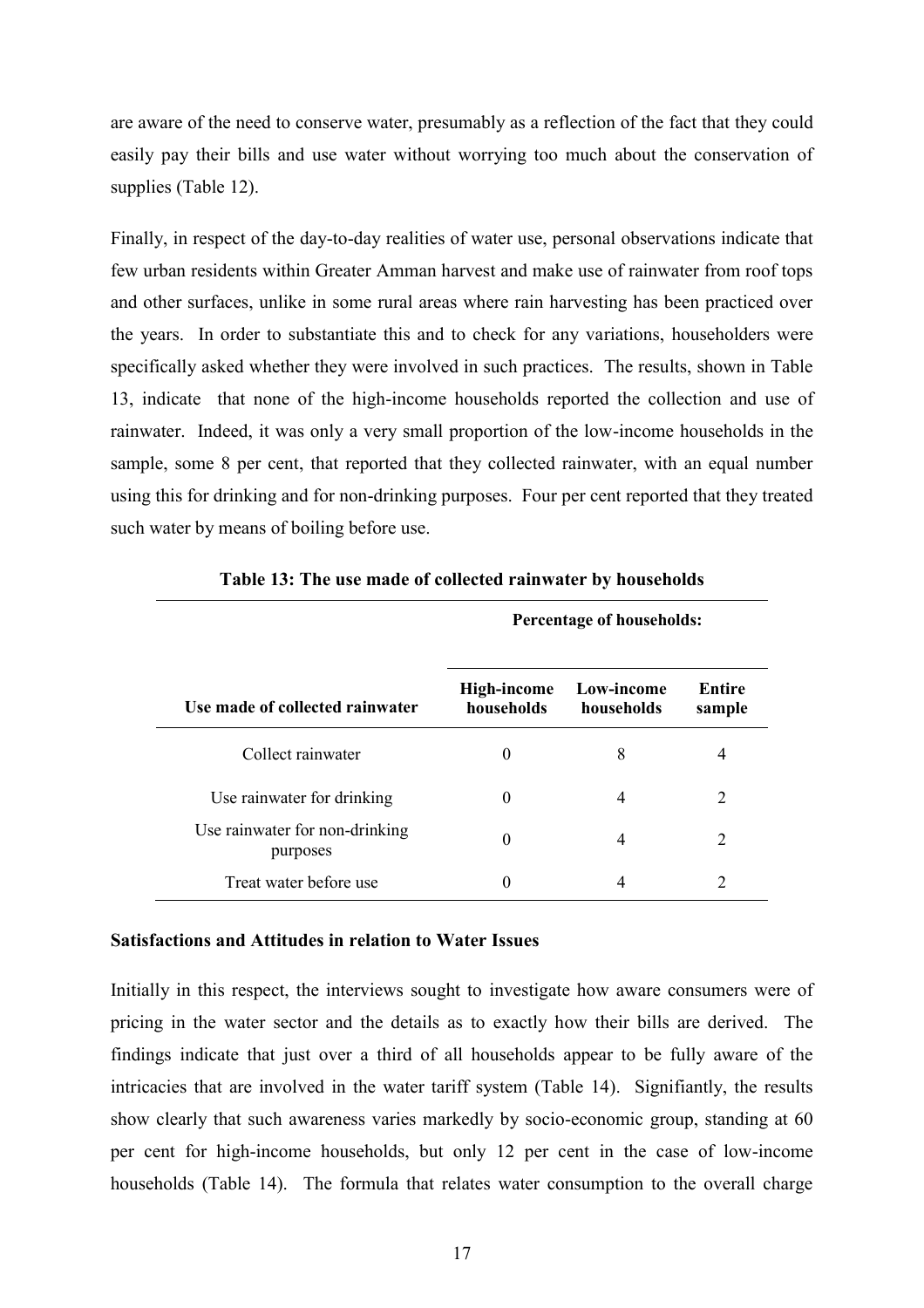are aware of the need to conserve water, presumably as a reflection of the fact that they could easily pay their bills and use water without worrying too much about the conservation of supplies (Table 12).

Finally, in respect of the day-to-day realities of water use, personal observations indicate that few urban residents within Greater Amman harvest and make use of rainwater from roof tops and other surfaces, unlike in some rural areas where rain harvesting has been practiced over the years. In order to substantiate this and to check for any variations, householders were specifically asked whether they were involved in such practices. The results, shown in Table 13, indicate that none of the high-income households reported the collection and use of rainwater. Indeed, it was only a very small proportion of the low-income households in the sample, some 8 per cent, that reported that they collected rainwater, with an equal number using this for drinking and for non-drinking purposes. Four per cent reported that they treated such water by means of boiling before use.

**Table 13: The use made of collected rainwater by households**

| | Percentage of households: | | |
|---|---|---|---|
| **Use made of collected rainwater** | **High-income households** | **Low-income households** | **Entire sample** |
| Collect rainwater | 0 | 8 | 4 |
| Use rainwater for drinking | 0 | 4 | 2 |
| Use rainwater for non-drinking purposes | 0 | 4 | 2 |
| Treat water before use | 0 | 4 | 2 |

**Satisfactions and Attitudes in relation to Water Issues**

Initially in this respect, the interviews sought to investigate how aware consumers were of pricing in the water sector and the details as to exactly how their bills are derived. The findings indicate that just over a third of all households appear to be fully aware of the intricacies that are involved in the water tariff system (Table 14). Signifiantly, the results show clearly that such awareness varies markedly by socio-economic group, standing at 60 per cent for high-income households, but only 12 per cent in the case of low-income households (Table 14). The formula that relates water consumption to the overall charge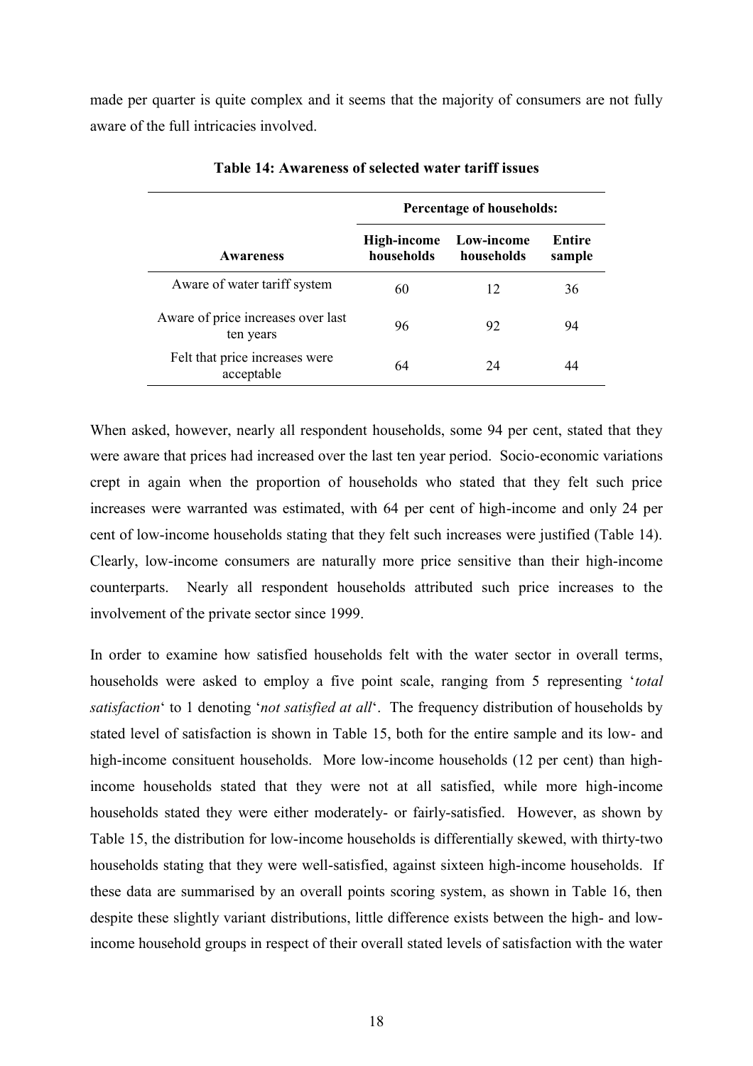made per quarter is quite complex and it seems that the majority of consumers are not fully aware of the full intricacies involved.

**Table 14: Awareness of selected water tariff issues**

| | Percentage of households: | | |
|---|---|---|---|
| **Awareness** | **High-income households** | **Low-income households** | **Entire sample** |
| Aware of water tariff system | 60 | 12 | 36 |
| Aware of price increases over last ten years | 96 | 92 | 94 |
| Felt that price increases were acceptable | 64 | 24 | 44 |

When asked, however, nearly all respondent households, some 94 per cent, stated that they were aware that prices had increased over the last ten year period. Socio-economic variations crept in again when the proportion of households who stated that they felt such price increases were warranted was estimated, with 64 per cent of high-income and only 24 per cent of low-income households stating that they felt such increases were justified (Table 14). Clearly, low-income consumers are naturally more price sensitive than their high-income counterparts. Nearly all respondent households attributed such price increases to the involvement of the private sector since 1999.

In order to examine how satisfied households felt with the water sector in overall terms, households were asked to employ a five point scale, ranging from 5 representing '*total satisfaction*' to 1 denoting '*not satisfied at all*'. The frequency distribution of households by stated level of satisfaction is shown in Table 15, both for the entire sample and its low- and high-income consituent households. More low-income households (12 per cent) than high-income households stated that they were not at all satisfied, while more high-income households stated they were either moderately- or fairly-satisfied. However, as shown by Table 15, the distribution for low-income households is differentially skewed, with thirty-two households stating that they were well-satisfied, against sixteen high-income households. If these data are summarised by an overall points scoring system, as shown in Table 16, then despite these slightly variant distributions, little difference exists between the high- and low-income household groups in respect of their overall stated levels of satisfaction with the water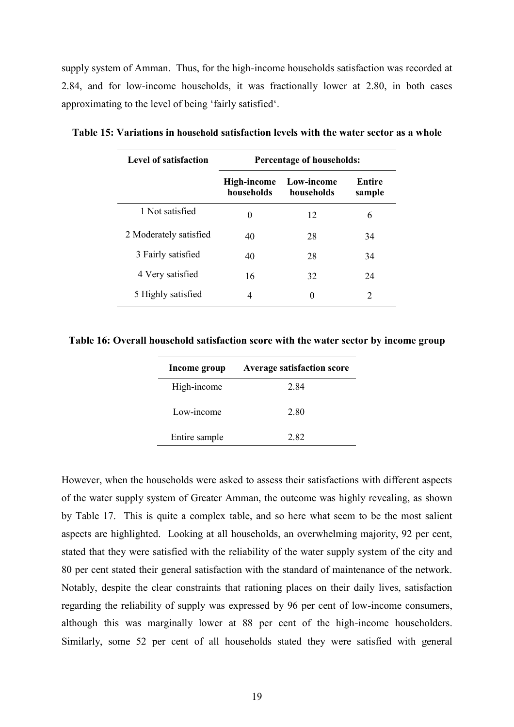supply system of Amman. Thus, for the high-income households satisfaction was recorded at 2.84, and for low-income households, it was fractionally lower at 2.80, in both cases approximating to the level of being 'fairly satisfied'.

**Table 15: Variations in household satisfaction levels with the water sector as a whole**

| Level of satisfaction | Percentage of households: | | |
|---|---|---|---|
| | High-income households | Low-income households | Entire sample |
| 1 Not satisfied | 0 | 12 | 6 |
| 2 Moderately satisfied | 40 | 28 | 34 |
| 3 Fairly satisfied | 40 | 28 | 34 |
| 4 Very satisfied | 16 | 32 | 24 |
| 5 Highly satisfied | 4 | 0 | 2 |

**Table 16: Overall household satisfaction score with the water sector by income group**

| Income group | Average satisfaction score |
|---|---|
| High-income | 2.84 |
| Low-income | 2.80 |
| Entire sample | 2.82 |

However, when the households were asked to assess their satisfactions with different aspects of the water supply system of Greater Amman, the outcome was highly revealing, as shown by Table 17. This is quite a complex table, and so here what seem to be the most salient aspects are highlighted. Looking at all households, an overwhelming majority, 92 per cent, stated that they were satisfied with the reliability of the water supply system of the city and 80 per cent stated their general satisfaction with the standard of maintenance of the network. Notably, despite the clear constraints that rationing places on their daily lives, satisfaction regarding the reliability of supply was expressed by 96 per cent of low-income consumers, although this was marginally lower at 88 per cent of the high-income householders. Similarly, some 52 per cent of all households stated they were satisfied with general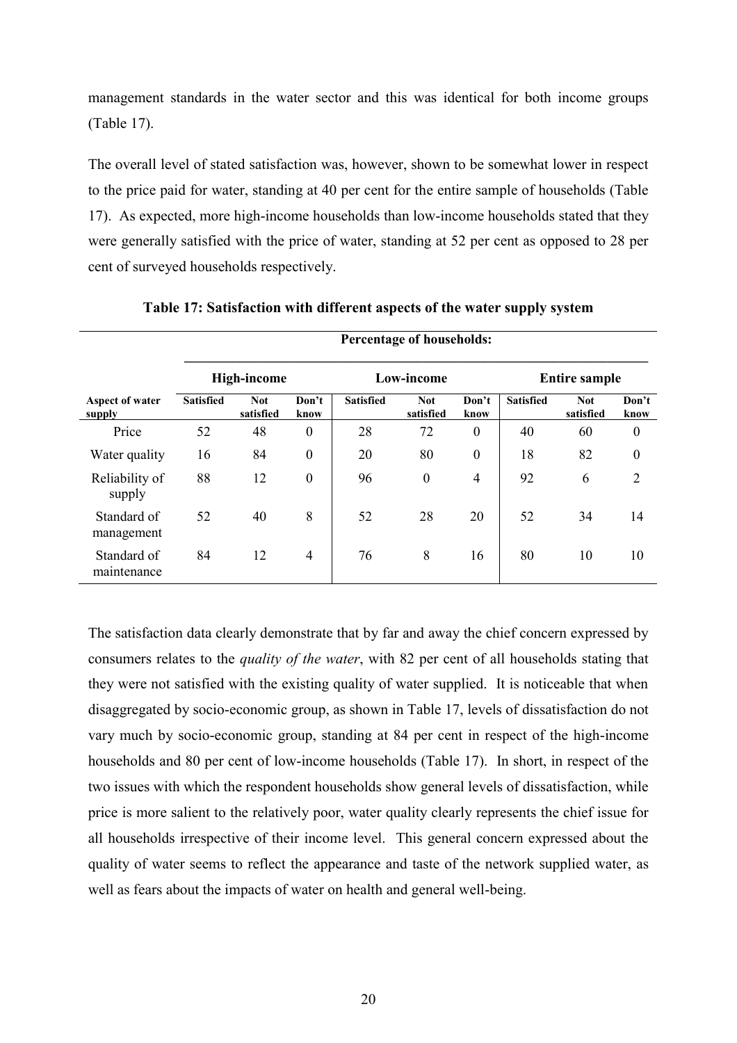management standards in the water sector and this was identical for both income groups (Table 17).

The overall level of stated satisfaction was, however, shown to be somewhat lower in respect to the price paid for water, standing at 40 per cent for the entire sample of households (Table 17). As expected, more high-income households than low-income households stated that they were generally satisfied with the price of water, standing at 52 per cent as opposed to 28 per cent of surveyed households respectively.

**Table 17: Satisfaction with different aspects of the water supply system**

| | Percentage of households: | | | | | | | | |
|---|---|---|---|---|---|---|---|---|---|
| | High-income | | | Low-income | | | Entire sample | | |
| **Aspect of water supply** | **Satisfied** | **Not satisfied** | **Don't know** | **Satisfied** | **Not satisfied** | **Don't know** | **Satisfied** | **Not satisfied** | **Don't know** |
| Price | 52 | 48 | 0 | 28 | 72 | 0 | 40 | 60 | 0 |
| Water quality | 16 | 84 | 0 | 20 | 80 | 0 | 18 | 82 | 0 |
| Reliability of supply | 88 | 12 | 0 | 96 | 0 | 4 | 92 | 6 | 2 |
| Standard of management | 52 | 40 | 8 | 52 | 28 | 20 | 52 | 34 | 14 |
| Standard of maintenance | 84 | 12 | 4 | 76 | 8 | 16 | 80 | 10 | 10 |

The satisfaction data clearly demonstrate that by far and away the chief concern expressed by consumers relates to the *quality of the water*, with 82 per cent of all households stating that they were not satisfied with the existing quality of water supplied. It is noticeable that when disaggregated by socio-economic group, as shown in Table 17, levels of dissatisfaction do not vary much by socio-economic group, standing at 84 per cent in respect of the high-income households and 80 per cent of low-income households (Table 17). In short, in respect of the two issues with which the respondent households show general levels of dissatisfaction, while price is more salient to the relatively poor, water quality clearly represents the chief issue for all households irrespective of their income level. This general concern expressed about the quality of water seems to reflect the appearance and taste of the network supplied water, as well as fears about the impacts of water on health and general well-being.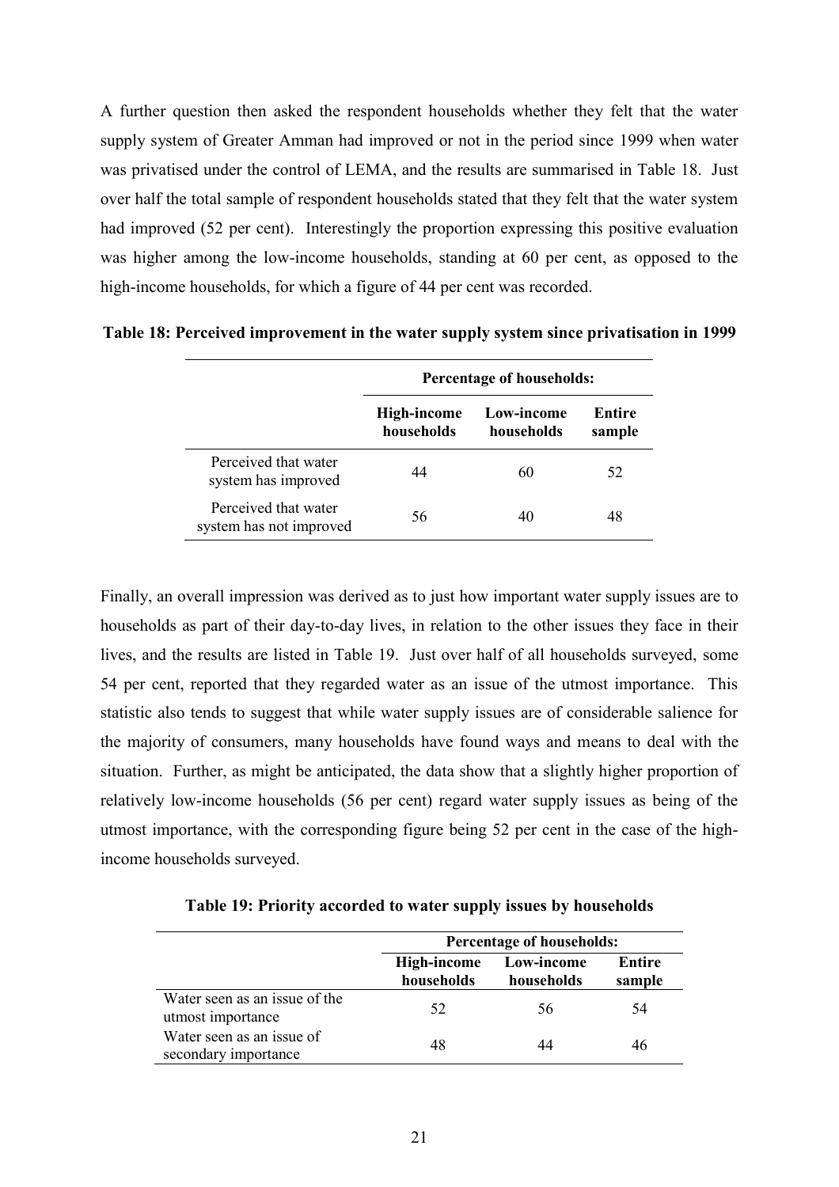A further question then asked the respondent households whether they felt that the water supply system of Greater Amman had improved or not in the period since 1999 when water was privatised under the control of LEMA, and the results are summarised in Table 18. Just over half the total sample of respondent households stated that they felt that the water system had improved (52 per cent). Interestingly the proportion expressing this positive evaluation was higher among the low-income households, standing at 60 per cent, as opposed to the high-income households, for which a figure of 44 per cent was recorded.

**Table 18: Perceived improvement in the water supply system since privatisation in 1999**

| | **Percentage of households:** | | |
|---|---|---|---|
| | **High-income households** | **Low-income households** | **Entire sample** |
| Perceived that water system has improved | 44 | 60 | 52 |
| Perceived that water system has not improved | 56 | 40 | 48 |

Finally, an overall impression was derived as to just how important water supply issues are to households as part of their day-to-day lives, in relation to the other issues they face in their lives, and the results are listed in Table 19. Just over half of all households surveyed, some 54 per cent, reported that they regarded water as an issue of the utmost importance. This statistic also tends to suggest that while water supply issues are of considerable salience for the majority of consumers, many households have found ways and means to deal with the situation. Further, as might be anticipated, the data show that a slightly higher proportion of relatively low-income households (56 per cent) regard water supply issues as being of the utmost importance, with the corresponding figure being 52 per cent in the case of the high-income households surveyed.

**Table 19: Priority accorded to water supply issues by households**

| | **Percentage of households:** | | |
|---|---|---|---|
| | **High-income households** | **Low-income households** | **Entire sample** |
| Water seen as an issue of the utmost importance | 52 | 56 | 54 |
| Water seen as an issue of secondary importance | 48 | 44 | 46 |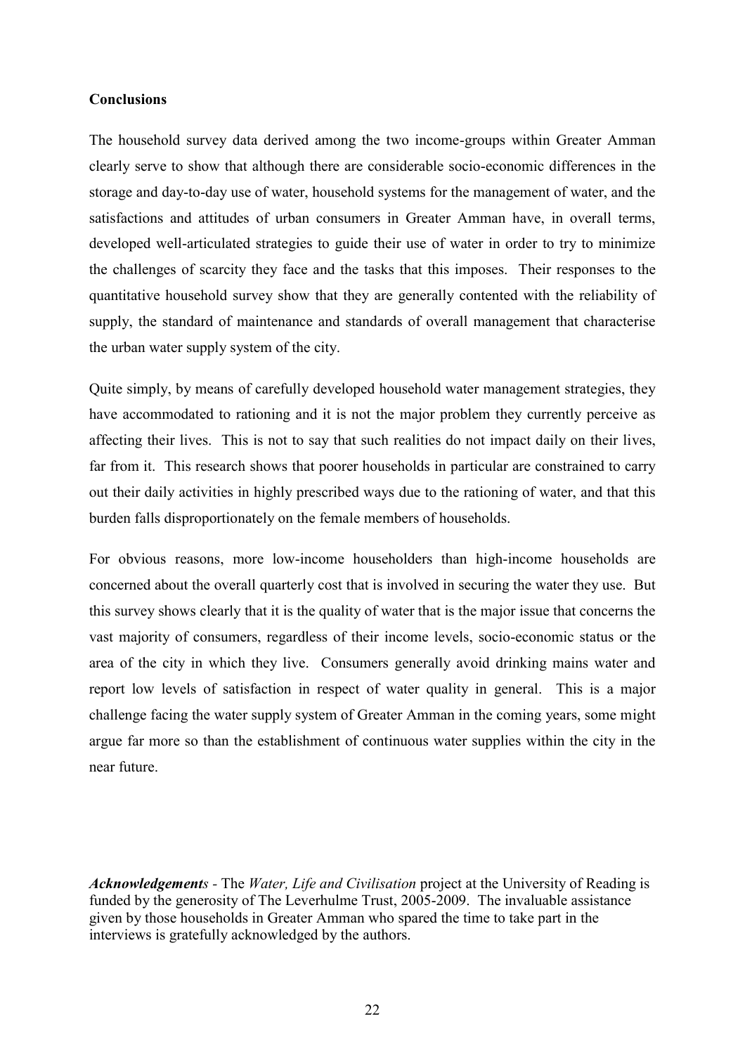**Conclusions**

The household survey data derived among the two income-groups within Greater Amman clearly serve to show that although there are considerable socio-economic differences in the storage and day-to-day use of water, household systems for the management of water, and the satisfactions and attitudes of urban consumers in Greater Amman have, in overall terms, developed well-articulated strategies to guide their use of water in order to try to minimize the challenges of scarcity they face and the tasks that this imposes. Their responses to the quantitative household survey show that they are generally contented with the reliability of supply, the standard of maintenance and standards of overall management that characterise the urban water supply system of the city.

Quite simply, by means of carefully developed household water management strategies, they have accommodated to rationing and it is not the major problem they currently perceive as affecting their lives. This is not to say that such realities do not impact daily on their lives, far from it. This research shows that poorer households in particular are constrained to carry out their daily activities in highly prescribed ways due to the rationing of water, and that this burden falls disproportionately on the female members of households.

For obvious reasons, more low-income householders than high-income households are concerned about the overall quarterly cost that is involved in securing the water they use. But this survey shows clearly that it is the quality of water that is the major issue that concerns the vast majority of consumers, regardless of their income levels, socio-economic status or the area of the city in which they live. Consumers generally avoid drinking mains water and report low levels of satisfaction in respect of water quality in general. This is a major challenge facing the water supply system of Greater Amman in the coming years, some might argue far more so than the establishment of continuous water supplies within the city in the near future.

***Acknowledgements*** - The *Water, Life and Civilisation* project at the University of Reading is funded by the generosity of The Leverhulme Trust, 2005-2009. The invaluable assistance given by those households in Greater Amman who spared the time to take part in the interviews is gratefully acknowledged by the authors.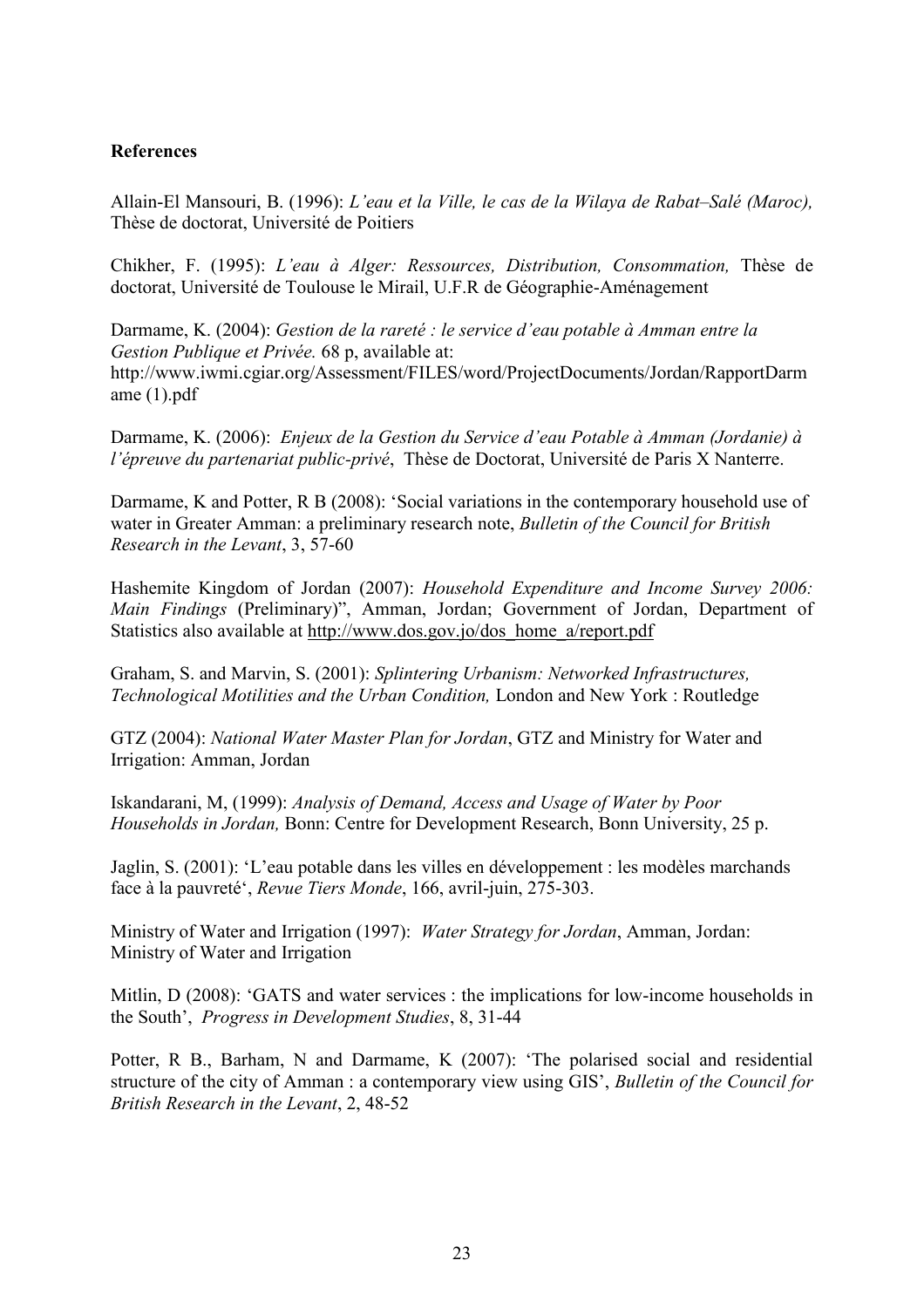**References**

Allain-El Mansouri, B. (1996): *L'eau et la Ville, le cas de la Wilaya de Rabat–Salé (Maroc),* Thèse de doctorat, Université de Poitiers

Chikher, F. (1995): *L'eau à Alger: Ressources, Distribution, Consommation,* Thèse de doctorat, Université de Toulouse le Mirail, U.F.R de Géographie-Aménagement

Darmame, K. (2004): *Gestion de la rareté : le service d'eau potable à Amman entre la Gestion Publique et Privée.* 68 p, available at: http://www.iwmi.cgiar.org/Assessment/FILES/word/ProjectDocuments/Jordan/RapportDarmame (1).pdf

Darmame, K. (2006): *Enjeux de la Gestion du Service d'eau Potable à Amman (Jordanie) à l'épreuve du partenariat public-privé*, Thèse de Doctorat, Université de Paris X Nanterre.

Darmame, K and Potter, R B (2008): 'Social variations in the contemporary household use of water in Greater Amman: a preliminary research note, *Bulletin of the Council for British Research in the Levant*, 3, 57-60

Hashemite Kingdom of Jordan (2007): *Household Expenditure and Income Survey 2006: Main Findings* (Preliminary)", Amman, Jordan; Government of Jordan, Department of Statistics also available at http://www.dos.gov.jo/dos_home_a/report.pdf

Graham, S. and Marvin, S. (2001): *Splintering Urbanism: Networked Infrastructures, Technological Motilities and the Urban Condition,* London and New York : Routledge

GTZ (2004): *National Water Master Plan for Jordan*, GTZ and Ministry for Water and Irrigation: Amman, Jordan

Iskandarani, M, (1999): *Analysis of Demand, Access and Usage of Water by Poor Households in Jordan,* Bonn: Centre for Development Research, Bonn University, 25 p.

Jaglin, S. (2001): 'L'eau potable dans les villes en développement : les modèles marchands face à la pauvreté', *Revue Tiers Monde*, 166, avril-juin, 275-303.

Ministry of Water and Irrigation (1997): *Water Strategy for Jordan*, Amman, Jordan: Ministry of Water and Irrigation

Mitlin, D (2008): 'GATS and water services : the implications for low-income households in the South', *Progress in Development Studies*, 8, 31-44

Potter, R B., Barham, N and Darmame, K (2007): 'The polarised social and residential structure of the city of Amman : a contemporary view using GIS', *Bulletin of the Council for British Research in the Levant*, 2, 48-52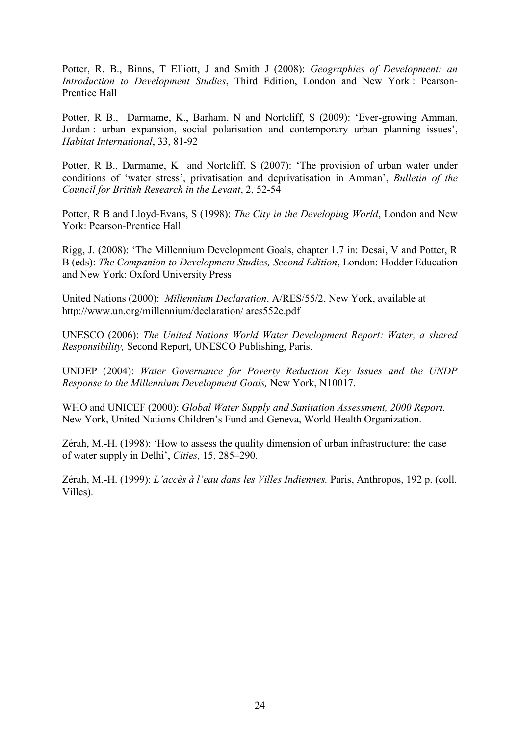Potter, R. B., Binns, T Elliott, J and Smith J (2008): *Geographies of Development: an Introduction to Development Studies*, Third Edition, London and New York : Pearson-Prentice Hall

Potter, R B., Darmame, K., Barham, N and Nortcliff, S (2009): 'Ever-growing Amman, Jordan : urban expansion, social polarisation and contemporary urban planning issues', *Habitat International*, 33, 81-92

Potter, R B., Darmame, K and Nortcliff, S (2007): 'The provision of urban water under conditions of 'water stress', privatisation and deprivatisation in Amman', *Bulletin of the Council for British Research in the Levant*, 2, 52-54

Potter, R B and Lloyd-Evans, S (1998): *The City in the Developing World*, London and New York: Pearson-Prentice Hall

Rigg, J. (2008): 'The Millennium Development Goals, chapter 1.7 in: Desai, V and Potter, R B (eds): *The Companion to Development Studies, Second Edition*, London: Hodder Education and New York: Oxford University Press

United Nations (2000): *Millennium Declaration*. A/RES/55/2, New York, available at http://www.un.org/millennium/declaration/ ares552e.pdf

UNESCO (2006): *The United Nations World Water Development Report: Water, a shared Responsibility,* Second Report, UNESCO Publishing, Paris.

UNDEP (2004): *Water Governance for Poverty Reduction Key Issues and the UNDP Response to the Millennium Development Goals,* New York, N10017.

WHO and UNICEF (2000): *Global Water Supply and Sanitation Assessment, 2000 Report*. New York, United Nations Children's Fund and Geneva, World Health Organization.

Zérah, M.-H. (1998): 'How to assess the quality dimension of urban infrastructure: the case of water supply in Delhi', *Cities,* 15, 285–290.

Zérah, M.-H. (1999): *L'accès à l'eau dans les Villes Indiennes.* Paris, Anthropos, 192 p. (coll. Villes).